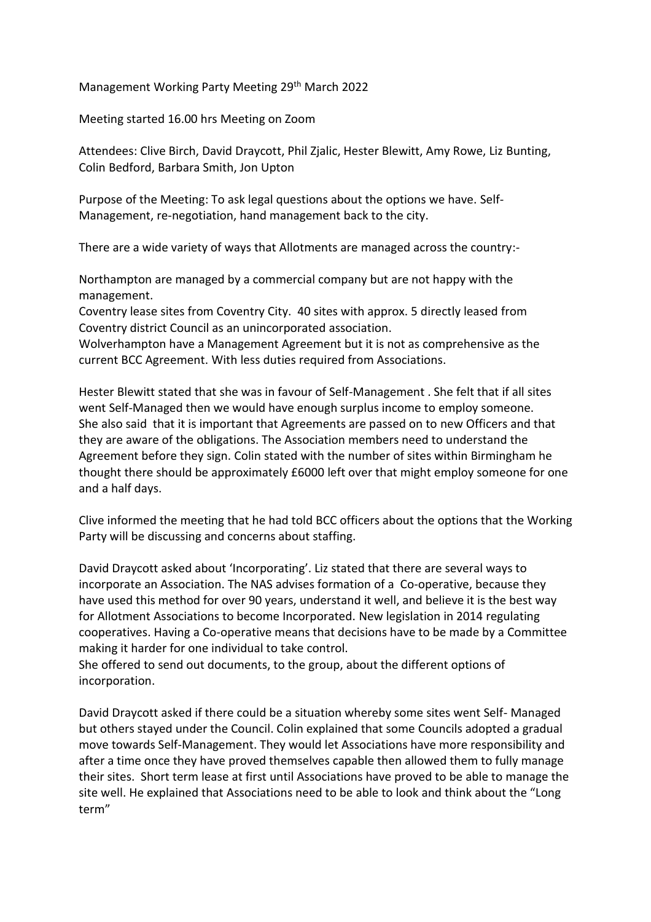Management Working Party Meeting 29th March 2022

Meeting started 16.00 hrs Meeting on Zoom

Attendees: Clive Birch, David Draycott, Phil Zjalic, Hester Blewitt, Amy Rowe, Liz Bunting, Colin Bedford, Barbara Smith, Jon Upton

Purpose of the Meeting: To ask legal questions about the options we have. Self-Management, re-negotiation, hand management back to the city.

There are a wide variety of ways that Allotments are managed across the country:-

Northampton are managed by a commercial company but are not happy with the management.
Coventry lease sites from Coventry City. 40 sites with approx. 5 directly leased from Coventry district Council as an unincorporated association.
Wolverhampton have a Management Agreement but it is not as comprehensive as the current BCC Agreement. With less duties required from Associations.

Hester Blewitt stated that she was in favour of Self-Management . She felt that if all sites went Self-Managed then we would have enough surplus income to employ someone. She also said that it is important that Agreements are passed on to new Officers and that they are aware of the obligations. The Association members need to understand the Agreement before they sign. Colin stated with the number of sites within Birmingham he thought there should be approximately £6000 left over that might employ someone for one and a half days.

Clive informed the meeting that he had told BCC officers about the options that the Working Party will be discussing and concerns about staffing.

David Draycott asked about 'Incorporating'. Liz stated that there are several ways to incorporate an Association. The NAS advises formation of a Co-operative, because they have used this method for over 90 years, understand it well, and believe it is the best way for Allotment Associations to become Incorporated. New legislation in 2014 regulating cooperatives. Having a Co-operative means that decisions have to be made by a Committee making it harder for one individual to take control.
She offered to send out documents, to the group, about the different options of incorporation.

David Draycott asked if there could be a situation whereby some sites went Self- Managed but others stayed under the Council. Colin explained that some Councils adopted a gradual move towards Self-Management. They would let Associations have more responsibility and after a time once they have proved themselves capable then allowed them to fully manage their sites. Short term lease at first until Associations have proved to be able to manage the site well. He explained that Associations need to be able to look and think about the "Long term"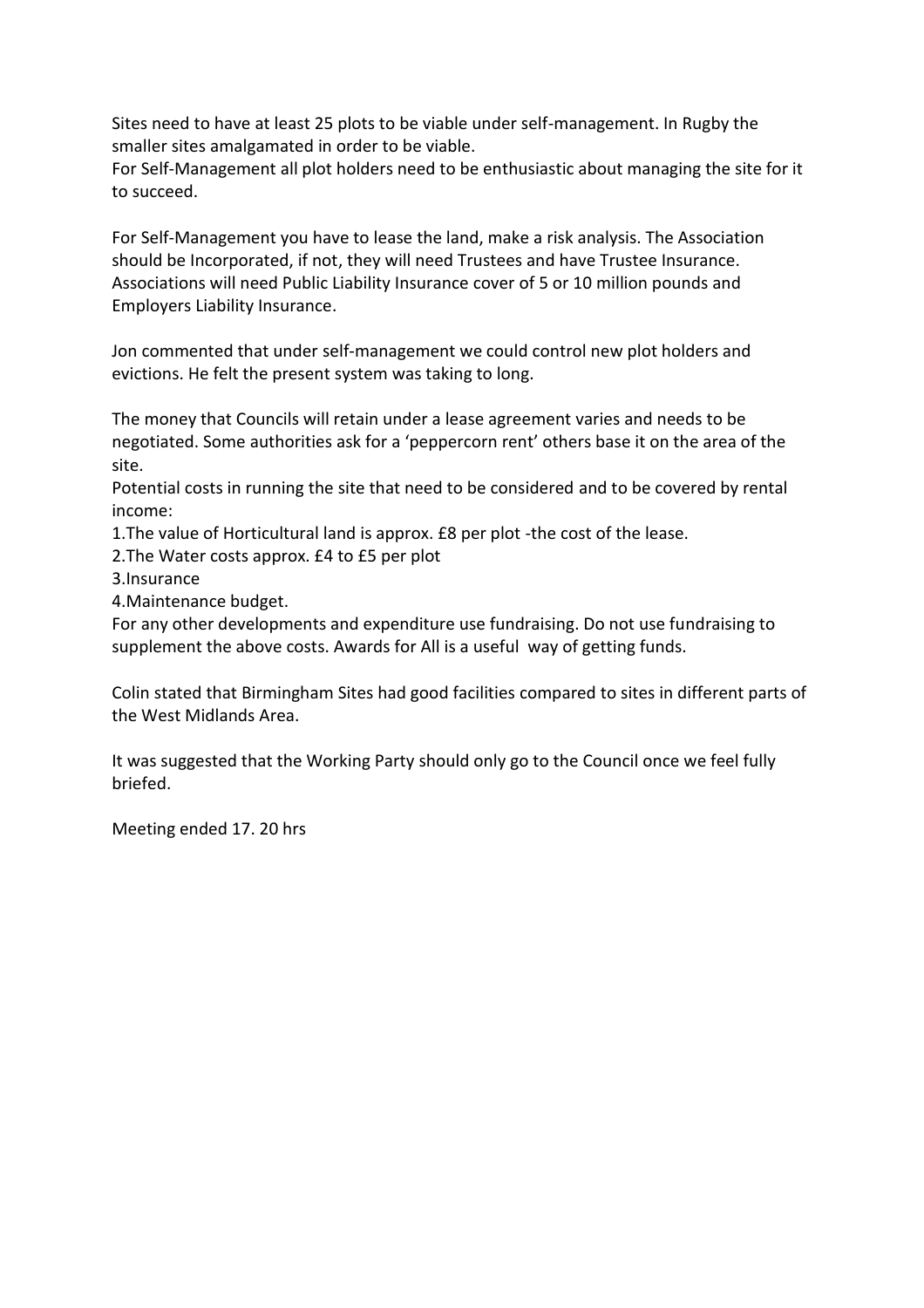Sites need to have at least 25 plots to be viable under self-management. In Rugby the smaller sites amalgamated in order to be viable.
For Self-Management all plot holders need to be enthusiastic about managing the site for it to succeed.

For Self-Management you have to lease the land, make a risk analysis. The Association should be Incorporated, if not, they will need Trustees and have Trustee Insurance. Associations will need Public Liability Insurance cover of 5 or 10 million pounds and Employers Liability Insurance.

Jon commented that under self-management we could control new plot holders and evictions. He felt the present system was taking to long.

The money that Councils will retain under a lease agreement varies and needs to be negotiated. Some authorities ask for a 'peppercorn rent' others base it on the area of the site.
Potential costs in running the site that need to be considered and to be covered by rental income:

1.The value of Horticultural land is approx. £8 per plot -the cost of the lease.
2.The Water costs approx. £4 to £5 per plot
3.Insurance
4.Maintenance budget.

For any other developments and expenditure use fundraising. Do not use fundraising to supplement the above costs. Awards for All is a useful way of getting funds.

Colin stated that Birmingham Sites had good facilities compared to sites in different parts of the West Midlands Area.

It was suggested that the Working Party should only go to the Council once we feel fully briefed.

Meeting ended 17. 20 hrs